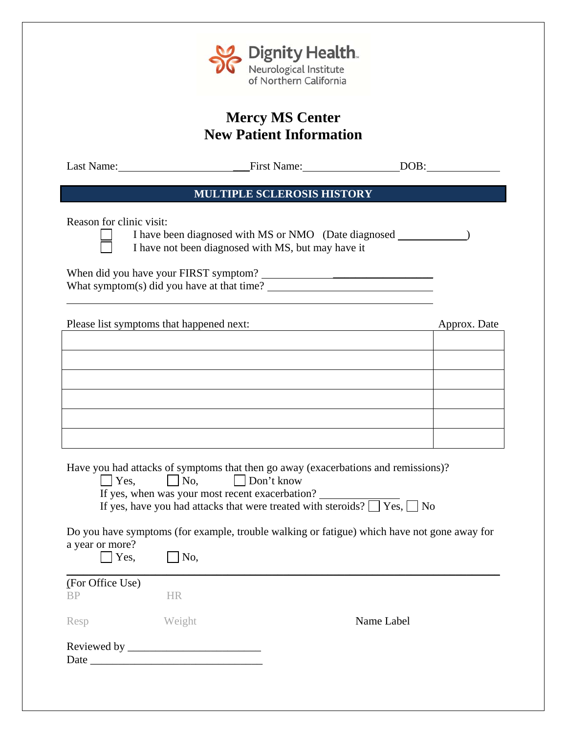Dignity Health
Neurological Institute of Northern California

# Mercy MS Center
# New Patient Information

Last Name:______________________ First Name:__________________ DOB:______________

## MULTIPLE SCLEROSIS HISTORY

Reason for clinic visit:

- ☐ I have been diagnosed with MS or NMO (Date diagnosed ____________)
- ☐ I have not been diagnosed with MS, but may have it

When did you have your FIRST symptom? ______________________________

What symptom(s) did you have at that time? ______________________________

______________________________________________________________

| Please list symptoms that happened next: | Approx. Date |
|---|---|
| | |
| | |
| | |
| | |
| | |
| | |

Have you had attacks of symptoms that then go away (exacerbations and remissions)?

☐ Yes, ☐ No, ☐ Don't know

If yes, when was your most recent exacerbation? ______________

If yes, have you had attacks that were treated with steroids? ☐ Yes, ☐ No

Do you have symptoms (for example, trouble walking or fatigue) which have not gone away for a year or more?

☐ Yes, ☐ No,

---

(For Office Use)

BP HR

Resp Weight Name Label

Reviewed by ________________________

Date ______________________________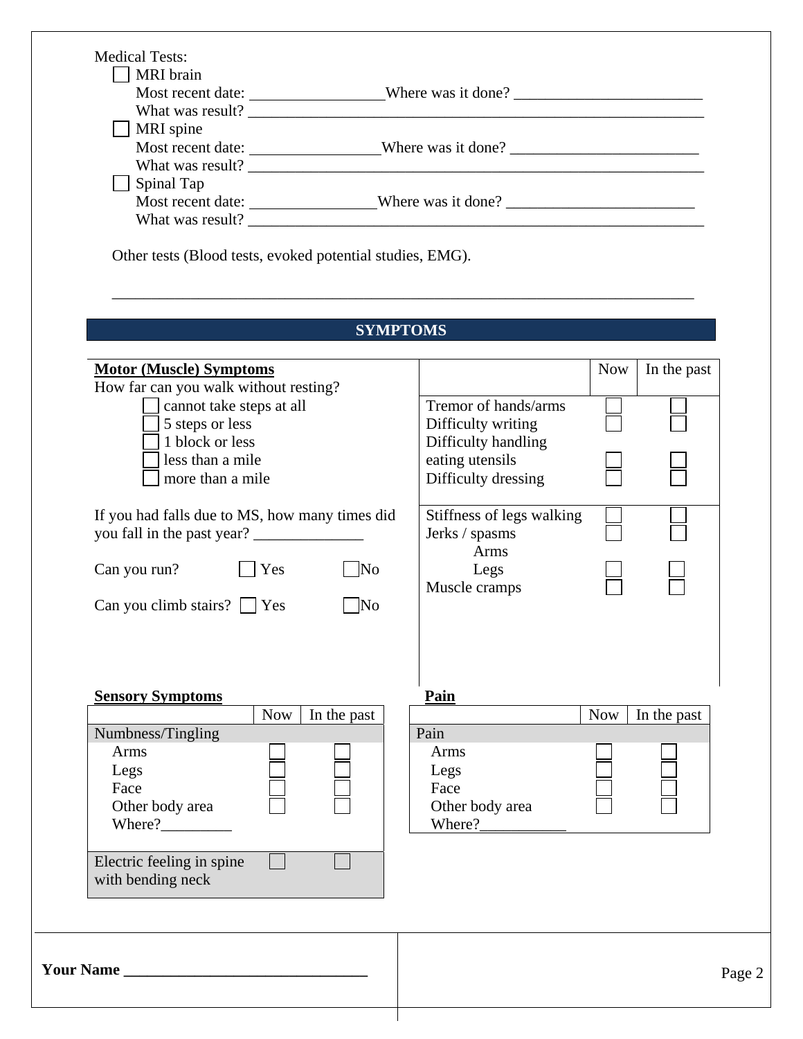Medical Tests:

☐ MRI brain
Most recent date: ________________ Where was it done? ________________________
What was result? ____________________________________________________________

☐ MRI spine
Most recent date: ________________ Where was it done? ________________________
What was result? ____________________________________________________________

☐ Spinal Tap
Most recent date: ________________ Where was it done? ________________________
What was result? ____________________________________________________________

Other tests (Blood tests, evoked potential studies, EMG).

____________________________________________________________________________

## SYMPTOMS

### Motor (Muscle) Symptoms

How far can you walk without resting?

- ☐ cannot take steps at all
- ☐ 5 steps or less
- ☐ 1 block or less
- ☐ less than a mile
- ☐ more than a mile

If you had falls due to MS, how many times did you fall in the past year? ______________

Can you run? ☐ Yes ☐ No

Can you climb stairs? ☐ Yes ☐ No

| | Now | In the past |
|---|---|---|
| Tremor of hands/arms | ☐ | ☐ |
| Difficulty writing | ☐ | ☐ |
| Difficulty handling eating utensils | ☐ | ☐ |
| Difficulty dressing | ☐ | ☐ |
| Stiffness of legs walking | ☐ | ☐ |
| Jerks / spasms | ☐ | ☐ |
| Arms | | |
| Legs | ☐ | ☐ |
| Muscle cramps | ☐ | ☐ |

### Sensory Symptoms

| | Now | In the past |
|---|---|---|
| Numbness/Tingling | | |
| Arms | ☐ | ☐ |
| Legs | ☐ | ☐ |
| Face | ☐ | ☐ |
| Other body area | ☐ | ☐ |
| Where?_________ | | |
| Electric feeling in spine with bending neck | ☐ | ☐ |

### Pain

| | Now | In the past |
|---|---|---|
| Pain | | |
| Arms | ☐ | ☐ |
| Legs | ☐ | ☐ |
| Face | ☐ | ☐ |
| Other body area | ☐ | ☐ |
| Where?___________ | | |

**Your Name** ______________________________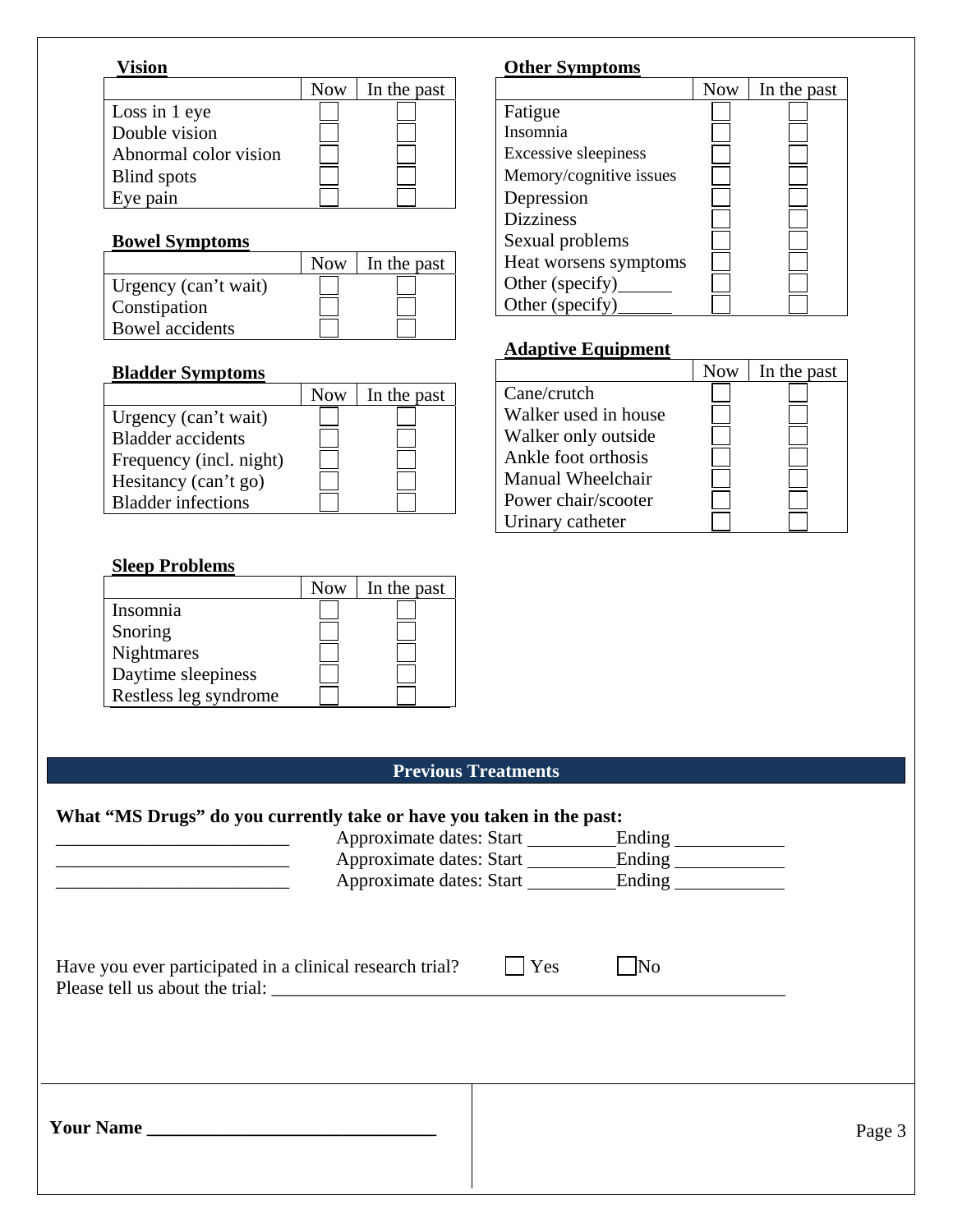**Vision**

| | Now | In the past |
|---|---|---|
| Loss in 1 eye | ☐ | ☐ |
| Double vision | ☐ | ☐ |
| Abnormal color vision | ☐ | ☐ |
| Blind spots | ☐ | ☐ |
| Eye pain | ☐ | ☐ |

**Bowel Symptoms**

| | Now | In the past |
|---|---|---|
| Urgency (can't wait) | ☐ | ☐ |
| Constipation | ☐ | ☐ |
| Bowel accidents | ☐ | ☐ |

**Bladder Symptoms**

| | Now | In the past |
|---|---|---|
| Urgency (can't wait) | ☐ | ☐ |
| Bladder accidents | ☐ | ☐ |
| Frequency (incl. night) | ☐ | ☐ |
| Hesitancy (can't go) | ☐ | ☐ |
| Bladder infections | ☐ | ☐ |

**Sleep Problems**

| | Now | In the past |
|---|---|---|
| Insomnia | ☐ | ☐ |
| Snoring | ☐ | ☐ |
| Nightmares | ☐ | ☐ |
| Daytime sleepiness | ☐ | ☐ |
| Restless leg syndrome | ☐ | ☐ |

**Other Symptoms**

| | Now | In the past |
|---|---|---|
| Fatigue | ☐ | ☐ |
| Insomnia | ☐ | ☐ |
| Excessive sleepiness | ☐ | ☐ |
| Memory/cognitive issues | ☐ | ☐ |
| Depression | ☐ | ☐ |
| Dizziness | ☐ | ☐ |
| Sexual problems | ☐ | ☐ |
| Heat worsens symptoms | ☐ | ☐ |
| Other (specify)______ | ☐ | ☐ |
| Other (specify)______ | ☐ | ☐ |

**Adaptive Equipment**

| | Now | In the past |
|---|---|---|
| Cane/crutch | ☐ | ☐ |
| Walker used in house | ☐ | ☐ |
| Walker only outside | ☐ | ☐ |
| Ankle foot orthosis | ☐ | ☐ |
| Manual Wheelchair | ☐ | ☐ |
| Power chair/scooter | ☐ | ☐ |
| Urinary catheter | ☐ | ☐ |

## Previous Treatments

**What "MS Drugs" do you currently take or have you taken in the past:**

__________________________ Approximate dates: Start __________Ending ____________
__________________________ Approximate dates: Start __________Ending ____________
__________________________ Approximate dates: Start __________Ending ____________

Have you ever participated in a clinical research trial? ☐ Yes ☐ No
Please tell us about the trial: _________________________________________________________

**Your Name _______________________________**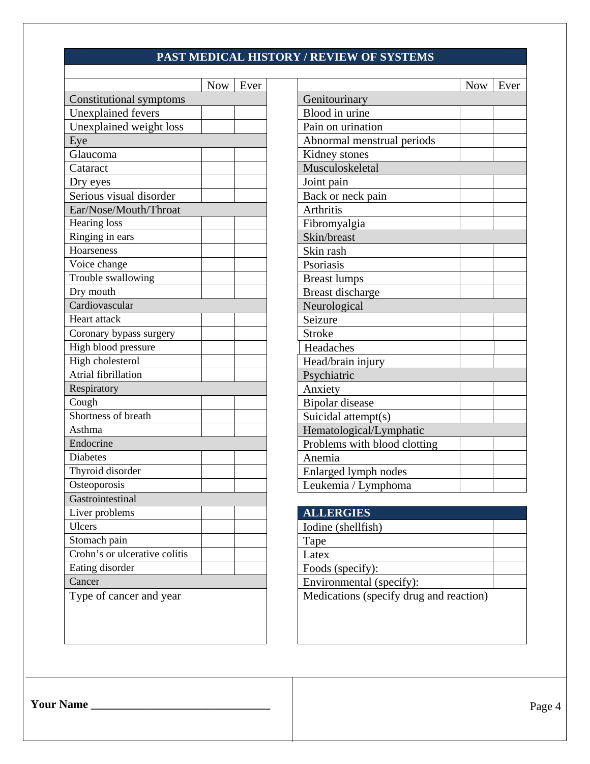## PAST MEDICAL HISTORY / REVIEW OF SYSTEMS

| | Now | Ever |
|---|---|---|
| **Constitutional symptoms** | | |
| Unexplained fevers | | |
| Unexplained weight loss | | |
| **Eye** | | |
| Glaucoma | | |
| Cataract | | |
| Dry eyes | | |
| Serious visual disorder | | |
| **Ear/Nose/Mouth/Throat** | | |
| Hearing loss | | |
| Ringing in ears | | |
| Hoarseness | | |
| Voice change | | |
| Trouble swallowing | | |
| Dry mouth | | |
| **Cardiovascular** | | |
| Heart attack | | |
| Coronary bypass surgery | | |
| High blood pressure | | |
| High cholesterol | | |
| Atrial fibrillation | | |
| **Respiratory** | | |
| Cough | | |
| Shortness of breath | | |
| Asthma | | |
| **Endocrine** | | |
| Diabetes | | |
| Thyroid disorder | | |
| Osteoporosis | | |
| **Gastrointestinal** | | |
| Liver problems | | |
| Ulcers | | |
| Stomach pain | | |
| Crohn's or ulcerative colitis | | |
| Eating disorder | | |
| **Cancer** | | |
| Type of cancer and year | | |

| | Now | Ever |
|---|---|---|
| **Genitourinary** | | |
| Blood in urine | | |
| Pain on urination | | |
| Abnormal menstrual periods | | |
| Kidney stones | | |
| **Musculoskeletal** | | |
| Joint pain | | |
| Back or neck pain | | |
| Arthritis | | |
| Fibromyalgia | | |
| **Skin/breast** | | |
| Skin rash | | |
| Psoriasis | | |
| Breast lumps | | |
| Breast discharge | | |
| **Neurological** | | |
| Seizure | | |
| Stroke | | |
| Headaches | | |
| Head/brain injury | | |
| **Psychiatric** | | |
| Anxiety | | |
| Bipolar disease | | |
| Suicidal attempt(s) | | |
| **Hematological/Lymphatic** | | |
| Problems with blood clotting | | |
| Anemia | | |
| Enlarged lymph nodes | | |
| Leukemia / Lymphoma | | |

| ALLERGIES | |
|---|---|
| Iodine (shellfish) | |
| Tape | |
| Latex | |
| Foods (specify): | |
| Environmental (specify): | |
| Medications (specify drug and reaction) | |

**Your Name** _______________________________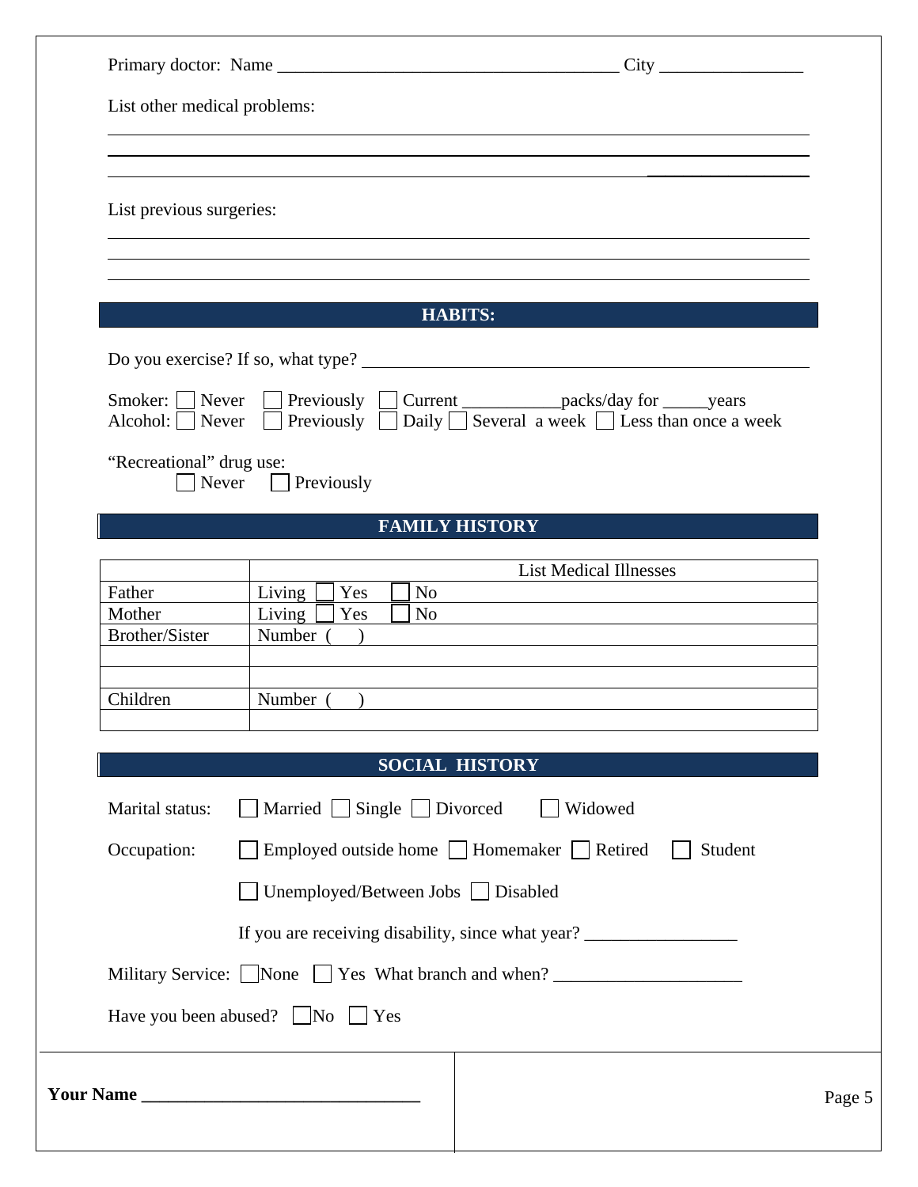Primary doctor: Name ______________________________________ City ________________

List other medical problems:

______________________________________________________________________________

______________________________________________________________________________

______________________________________________________________________________

List previous surgeries:

______________________________________________________________________________

______________________________________________________________________________

______________________________________________________________________________

## HABITS:

Do you exercise? If so, what type? ______________________________________________

Smoker: ☐ Never ☐ Previously ☐ Current ___________packs/day for _____years
Alcohol: ☐ Never ☐ Previously ☐ Daily ☐ Several a week ☐ Less than once a week

"Recreational" drug use:
☐ Never ☐ Previously

## FAMILY HISTORY

| | List Medical Illnesses |
|---|---|
| Father | Living ☐ Yes ☐ No |
| Mother | Living ☐ Yes ☐ No |
| Brother/Sister | Number ( ) |
| | |
| | |
| Children | Number ( ) |
| | |

## SOCIAL HISTORY

Marital status: ☐ Married ☐ Single ☐ Divorced ☐ Widowed

Occupation: ☐ Employed outside home ☐ Homemaker ☐ Retired ☐ Student

☐ Unemployed/Between Jobs ☐ Disabled

If you are receiving disability, since what year? _________________

Military Service: ☐ None ☐ Yes What branch and when? _____________________

Have you been abused? ☐ No ☐ Yes

**Your Name ________________________________**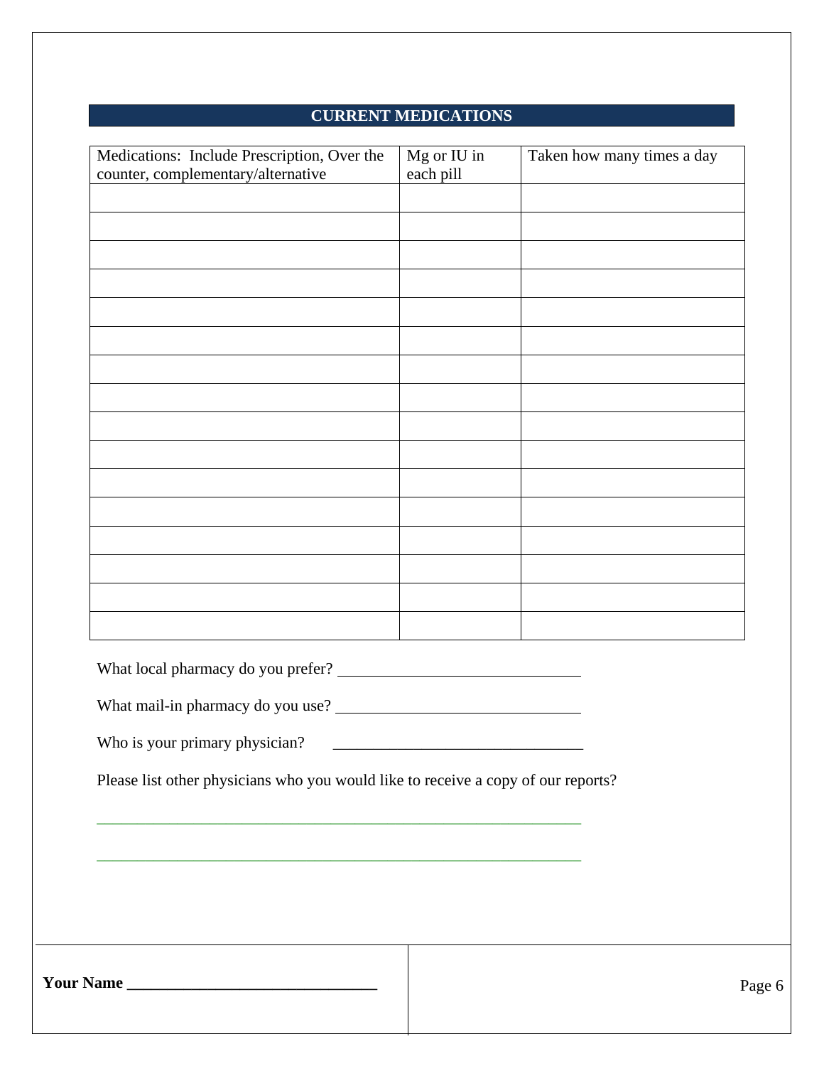## CURRENT MEDICATIONS

| Medications: Include Prescription, Over the counter, complementary/alternative | Mg or IU in each pill | Taken how many times a day |
|---|---|---|
| | | |
| | | |
| | | |
| | | |
| | | |
| | | |
| | | |
| | | |
| | | |
| | | |
| | | |
| | | |
| | | |
| | | |
| | | |
| | | |

What local pharmacy do you prefer? ______________________________

What mail-in pharmacy do you use? ______________________________

Who is your primary physician? ______________________________

Please list other physicians who you would like to receive a copy of our reports?

____________________________________________________________

____________________________________________________________

**Your Name ______________________________**